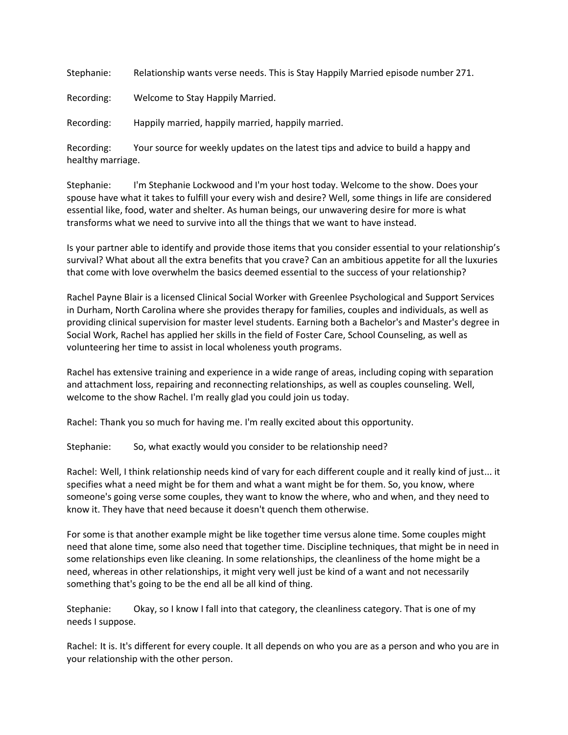Stephanie: Relationship wants verse needs. This is Stay Happily Married episode number 271.

Recording: Welcome to Stay Happily Married.

Recording: Happily married, happily married, happily married.

Recording: Your source for weekly updates on the latest tips and advice to build a happy and healthy marriage.

Stephanie: I'm Stephanie Lockwood and I'm your host today. Welcome to the show. Does your spouse have what it takes to fulfill your every wish and desire? Well, some things in life are considered essential like, food, water and shelter. As human beings, our unwavering desire for more is what transforms what we need to survive into all the things that we want to have instead.

Is your partner able to identify and provide those items that you consider essential to your relationship's survival? What about all the extra benefits that you crave? Can an ambitious appetite for all the luxuries that come with love overwhelm the basics deemed essential to the success of your relationship?

Rachel Payne Blair is a licensed Clinical Social Worker with Greenlee Psychological and Support Services in Durham, North Carolina where she provides therapy for families, couples and individuals, as well as providing clinical supervision for master level students. Earning both a Bachelor's and Master's degree in Social Work, Rachel has applied her skills in the field of Foster Care, School Counseling, as well as volunteering her time to assist in local wholeness youth programs.

Rachel has extensive training and experience in a wide range of areas, including coping with separation and attachment loss, repairing and reconnecting relationships, as well as couples counseling. Well, welcome to the show Rachel. I'm really glad you could join us today.

Rachel: Thank you so much for having me. I'm really excited about this opportunity.

Stephanie: So, what exactly would you consider to be relationship need?

Rachel: Well, I think relationship needs kind of vary for each different couple and it really kind of just... it specifies what a need might be for them and what a want might be for them. So, you know, where someone's going verse some couples, they want to know the where, who and when, and they need to know it. They have that need because it doesn't quench them otherwise.

For some is that another example might be like together time versus alone time. Some couples might need that alone time, some also need that together time. Discipline techniques, that might be in need in some relationships even like cleaning. In some relationships, the cleanliness of the home might be a need, whereas in other relationships, it might very well just be kind of a want and not necessarily something that's going to be the end all be all kind of thing.

Stephanie: Okay, so I know I fall into that category, the cleanliness category. That is one of my needs I suppose.

Rachel: It is. It's different for every couple. It all depends on who you are as a person and who you are in your relationship with the other person.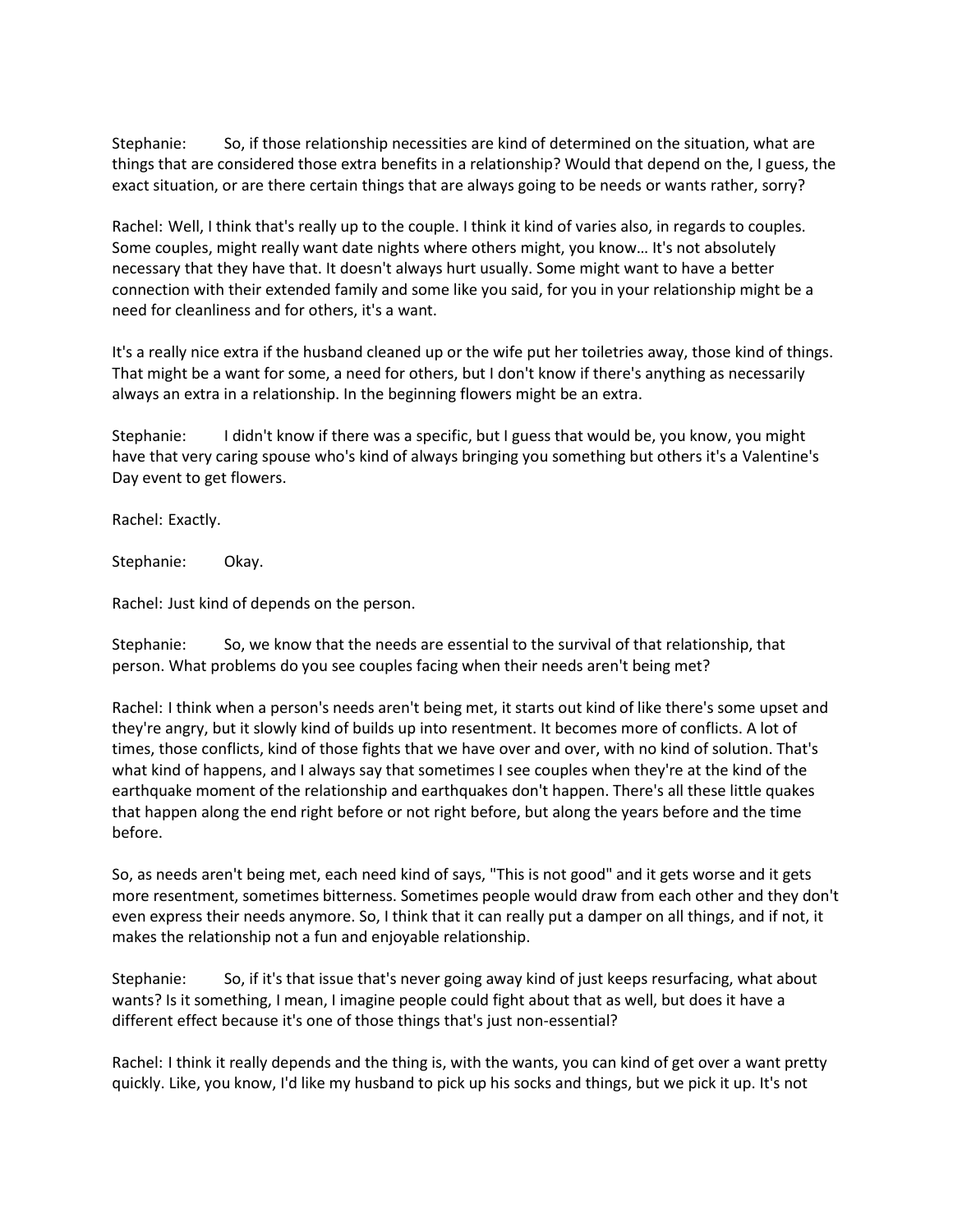Stephanie: So, if those relationship necessities are kind of determined on the situation, what are things that are considered those extra benefits in a relationship? Would that depend on the, I guess, the exact situation, or are there certain things that are always going to be needs or wants rather, sorry?

Rachel: Well, I think that's really up to the couple. I think it kind of varies also, in regards to couples. Some couples, might really want date nights where others might, you know… It's not absolutely necessary that they have that. It doesn't always hurt usually. Some might want to have a better connection with their extended family and some like you said, for you in your relationship might be a need for cleanliness and for others, it's a want.

It's a really nice extra if the husband cleaned up or the wife put her toiletries away, those kind of things. That might be a want for some, a need for others, but I don't know if there's anything as necessarily always an extra in a relationship. In the beginning flowers might be an extra.

Stephanie: I didn't know if there was a specific, but I guess that would be, you know, you might have that very caring spouse who's kind of always bringing you something but others it's a Valentine's Day event to get flowers.

Rachel: Exactly.

Stephanie: Okay.

Rachel: Just kind of depends on the person.

Stephanie: So, we know that the needs are essential to the survival of that relationship, that person. What problems do you see couples facing when their needs aren't being met?

Rachel: I think when a person's needs aren't being met, it starts out kind of like there's some upset and they're angry, but it slowly kind of builds up into resentment. It becomes more of conflicts. A lot of times, those conflicts, kind of those fights that we have over and over, with no kind of solution. That's what kind of happens, and I always say that sometimes I see couples when they're at the kind of the earthquake moment of the relationship and earthquakes don't happen. There's all these little quakes that happen along the end right before or not right before, but along the years before and the time before.

So, as needs aren't being met, each need kind of says, "This is not good" and it gets worse and it gets more resentment, sometimes bitterness. Sometimes people would draw from each other and they don't even express their needs anymore. So, I think that it can really put a damper on all things, and if not, it makes the relationship not a fun and enjoyable relationship.

Stephanie: So, if it's that issue that's never going away kind of just keeps resurfacing, what about wants? Is it something, I mean, I imagine people could fight about that as well, but does it have a different effect because it's one of those things that's just non-essential?

Rachel: I think it really depends and the thing is, with the wants, you can kind of get over a want pretty quickly. Like, you know, I'd like my husband to pick up his socks and things, but we pick it up. It's not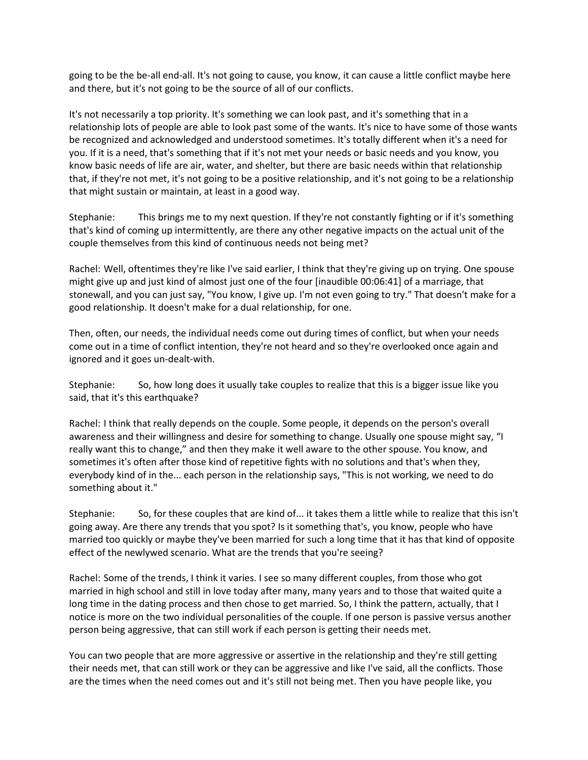going to be the be-all end-all. It's not going to cause, you know, it can cause a little conflict maybe here and there, but it's not going to be the source of all of our conflicts.

It's not necessarily a top priority. It's something we can look past, and it's something that in a relationship lots of people are able to look past some of the wants. It's nice to have some of those wants be recognized and acknowledged and understood sometimes. It's totally different when it's a need for you. If it is a need, that's something that if it's not met your needs or basic needs and you know, you know basic needs of life are air, water, and shelter, but there are basic needs within that relationship that, if they're not met, it's not going to be a positive relationship, and it's not going to be a relationship that might sustain or maintain, at least in a good way.

Stephanie: This brings me to my next question. If they're not constantly fighting or if it's something that's kind of coming up intermittently, are there any other negative impacts on the actual unit of the couple themselves from this kind of continuous needs not being met?

Rachel: Well, oftentimes they're like I've said earlier, I think that they're giving up on trying. One spouse might give up and just kind of almost just one of the four [inaudible 00:06:41] of a marriage, that stonewall, and you can just say, "You know, I give up. I'm not even going to try." That doesn't make for a good relationship. It doesn't make for a dual relationship, for one.

Then, often, our needs, the individual needs come out during times of conflict, but when your needs come out in a time of conflict intention, they're not heard and so they're overlooked once again and ignored and it goes un-dealt-with.

Stephanie: So, how long does it usually take couples to realize that this is a bigger issue like you said, that it's this earthquake?

Rachel: I think that really depends on the couple. Some people, it depends on the person's overall awareness and their willingness and desire for something to change. Usually one spouse might say, "I really want this to change," and then they make it well aware to the other spouse. You know, and sometimes it's often after those kind of repetitive fights with no solutions and that's when they, everybody kind of in the... each person in the relationship says, "This is not working, we need to do something about it."

Stephanie: So, for these couples that are kind of... it takes them a little while to realize that this isn't going away. Are there any trends that you spot? Is it something that's, you know, people who have married too quickly or maybe they've been married for such a long time that it has that kind of opposite effect of the newlywed scenario. What are the trends that you're seeing?

Rachel: Some of the trends, I think it varies. I see so many different couples, from those who got married in high school and still in love today after many, many years and to those that waited quite a long time in the dating process and then chose to get married. So, I think the pattern, actually, that I notice is more on the two individual personalities of the couple. If one person is passive versus another person being aggressive, that can still work if each person is getting their needs met.

You can two people that are more aggressive or assertive in the relationship and they're still getting their needs met, that can still work or they can be aggressive and like I've said, all the conflicts. Those are the times when the need comes out and it's still not being met. Then you have people like, you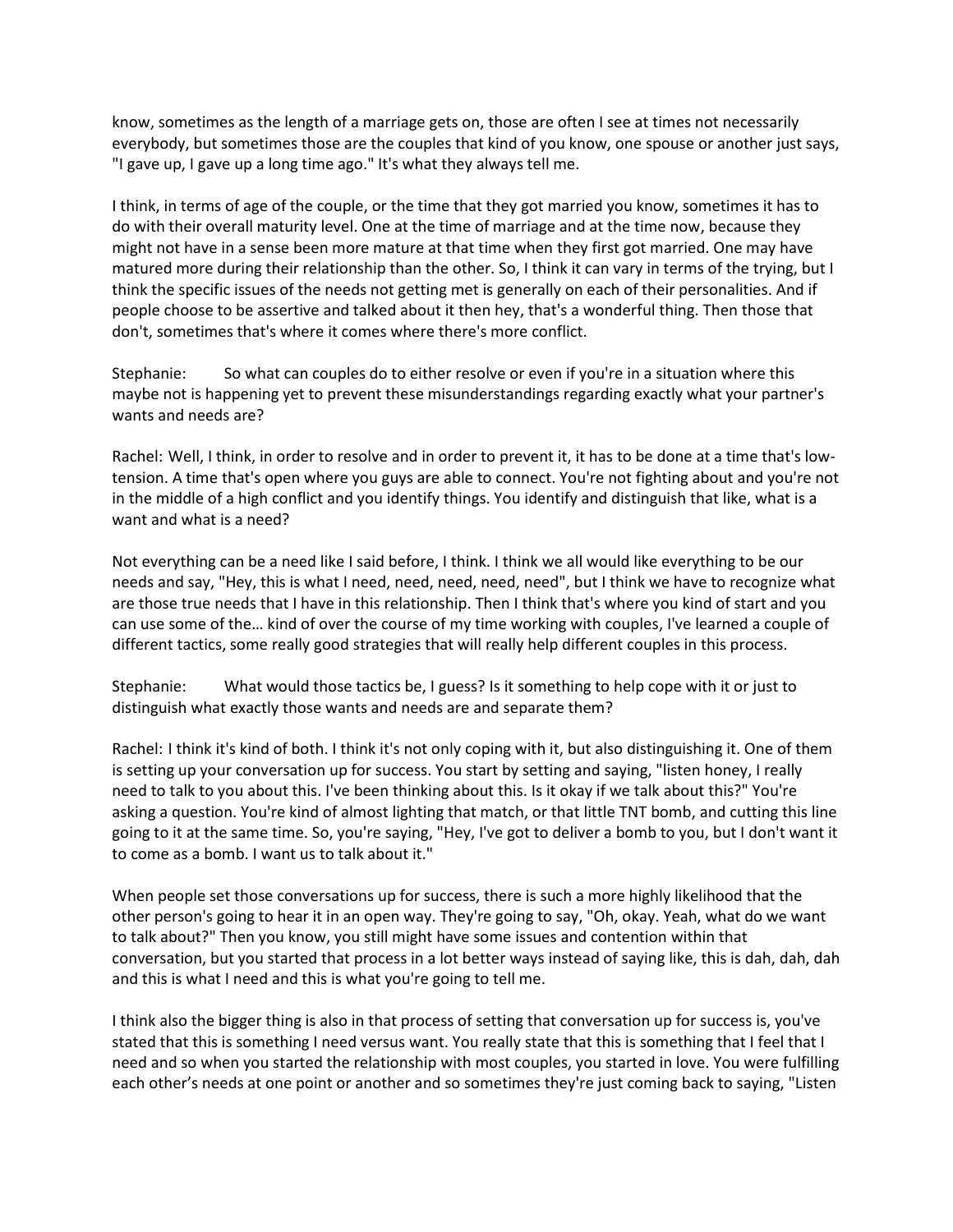know, sometimes as the length of a marriage gets on, those are often I see at times not necessarily everybody, but sometimes those are the couples that kind of you know, one spouse or another just says, "I gave up, I gave up a long time ago." It's what they always tell me.

I think, in terms of age of the couple, or the time that they got married you know, sometimes it has to do with their overall maturity level. One at the time of marriage and at the time now, because they might not have in a sense been more mature at that time when they first got married. One may have matured more during their relationship than the other. So, I think it can vary in terms of the trying, but I think the specific issues of the needs not getting met is generally on each of their personalities. And if people choose to be assertive and talked about it then hey, that's a wonderful thing. Then those that don't, sometimes that's where it comes where there's more conflict.

Stephanie: So what can couples do to either resolve or even if you're in a situation where this maybe not is happening yet to prevent these misunderstandings regarding exactly what your partner's wants and needs are?

Rachel: Well, I think, in order to resolve and in order to prevent it, it has to be done at a time that's low-tension. A time that's open where you guys are able to connect. You're not fighting about and you're not in the middle of a high conflict and you identify things. You identify and distinguish that like, what is a want and what is a need?

Not everything can be a need like I said before, I think. I think we all would like everything to be our needs and say, "Hey, this is what I need, need, need, need, need", but I think we have to recognize what are those true needs that I have in this relationship. Then I think that's where you kind of start and you can use some of the… kind of over the course of my time working with couples, I've learned a couple of different tactics, some really good strategies that will really help different couples in this process.

Stephanie: What would those tactics be, I guess? Is it something to help cope with it or just to distinguish what exactly those wants and needs are and separate them?

Rachel: I think it's kind of both. I think it's not only coping with it, but also distinguishing it. One of them is setting up your conversation up for success. You start by setting and saying, "listen honey, I really need to talk to you about this. I've been thinking about this. Is it okay if we talk about this?" You're asking a question. You're kind of almost lighting that match, or that little TNT bomb, and cutting this line going to it at the same time. So, you're saying, "Hey, I've got to deliver a bomb to you, but I don't want it to come as a bomb. I want us to talk about it."

When people set those conversations up for success, there is such a more highly likelihood that the other person's going to hear it in an open way. They're going to say, "Oh, okay. Yeah, what do we want to talk about?" Then you know, you still might have some issues and contention within that conversation, but you started that process in a lot better ways instead of saying like, this is dah, dah, dah and this is what I need and this is what you're going to tell me.

I think also the bigger thing is also in that process of setting that conversation up for success is, you've stated that this is something I need versus want. You really state that this is something that I feel that I need and so when you started the relationship with most couples, you started in love. You were fulfilling each other's needs at one point or another and so sometimes they're just coming back to saying, "Listen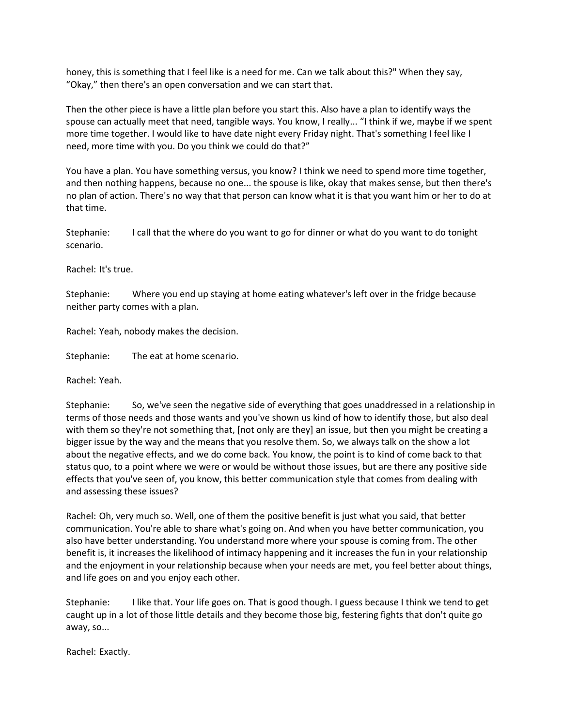honey, this is something that I feel like is a need for me. Can we talk about this?" When they say, “Okay,” then there's an open conversation and we can start that.

Then the other piece is have a little plan before you start this. Also have a plan to identify ways the spouse can actually meet that need, tangible ways. You know, I really... “I think if we, maybe if we spent more time together. I would like to have date night every Friday night. That's something I feel like I need, more time with you. Do you think we could do that?”

You have a plan. You have something versus, you know? I think we need to spend more time together, and then nothing happens, because no one... the spouse is like, okay that makes sense, but then there's no plan of action. There's no way that that person can know what it is that you want him or her to do at that time.

Stephanie: I call that the where do you want to go for dinner or what do you want to do tonight scenario.

Rachel: It's true.

Stephanie: Where you end up staying at home eating whatever's left over in the fridge because neither party comes with a plan.

Rachel: Yeah, nobody makes the decision.

Stephanie: The eat at home scenario.

Rachel: Yeah.

Stephanie: So, we've seen the negative side of everything that goes unaddressed in a relationship in terms of those needs and those wants and you've shown us kind of how to identify those, but also deal with them so they're not something that, [not only are they] an issue, but then you might be creating a bigger issue by the way and the means that you resolve them. So, we always talk on the show a lot about the negative effects, and we do come back. You know, the point is to kind of come back to that status quo, to a point where we were or would be without those issues, but are there any positive side effects that you've seen of, you know, this better communication style that comes from dealing with and assessing these issues?

Rachel: Oh, very much so. Well, one of them the positive benefit is just what you said, that better communication. You're able to share what's going on. And when you have better communication, you also have better understanding. You understand more where your spouse is coming from. The other benefit is, it increases the likelihood of intimacy happening and it increases the fun in your relationship and the enjoyment in your relationship because when your needs are met, you feel better about things, and life goes on and you enjoy each other.

Stephanie: I like that. Your life goes on. That is good though. I guess because I think we tend to get caught up in a lot of those little details and they become those big, festering fights that don't quite go away, so...

Rachel: Exactly.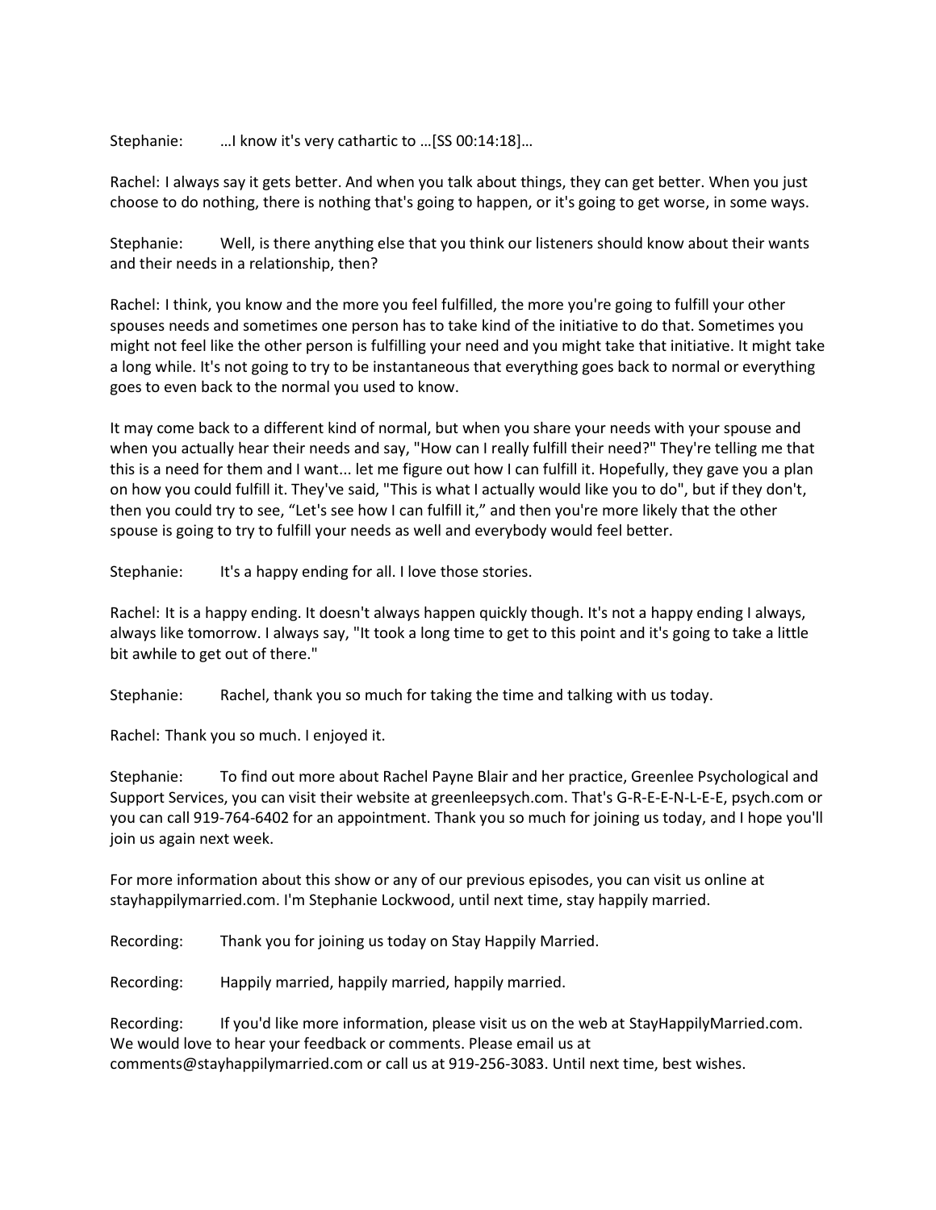Stephanie: …I know it's very cathartic to …[SS 00:14:18]…

Rachel: I always say it gets better. And when you talk about things, they can get better. When you just choose to do nothing, there is nothing that's going to happen, or it's going to get worse, in some ways.

Stephanie: Well, is there anything else that you think our listeners should know about their wants and their needs in a relationship, then?

Rachel: I think, you know and the more you feel fulfilled, the more you're going to fulfill your other spouses needs and sometimes one person has to take kind of the initiative to do that. Sometimes you might not feel like the other person is fulfilling your need and you might take that initiative. It might take a long while. It's not going to try to be instantaneous that everything goes back to normal or everything goes to even back to the normal you used to know.

It may come back to a different kind of normal, but when you share your needs with your spouse and when you actually hear their needs and say, "How can I really fulfill their need?" They're telling me that this is a need for them and I want... let me figure out how I can fulfill it. Hopefully, they gave you a plan on how you could fulfill it. They've said, "This is what I actually would like you to do", but if they don't, then you could try to see, "Let's see how I can fulfill it," and then you're more likely that the other spouse is going to try to fulfill your needs as well and everybody would feel better.

Stephanie: It's a happy ending for all. I love those stories.

Rachel: It is a happy ending. It doesn't always happen quickly though. It's not a happy ending I always, always like tomorrow. I always say, "It took a long time to get to this point and it's going to take a little bit awhile to get out of there."

Stephanie: Rachel, thank you so much for taking the time and talking with us today.

Rachel: Thank you so much. I enjoyed it.

Stephanie: To find out more about Rachel Payne Blair and her practice, Greenlee Psychological and Support Services, you can visit their website at greenleepsych.com. That's G-R-E-E-N-L-E-E, psych.com or you can call 919-764-6402 for an appointment. Thank you so much for joining us today, and I hope you'll join us again next week.

For more information about this show or any of our previous episodes, you can visit us online at stayhappilymarried.com. I'm Stephanie Lockwood, until next time, stay happily married.

Recording: Thank you for joining us today on Stay Happily Married.

Recording: Happily married, happily married, happily married.

Recording: If you'd like more information, please visit us on the web at StayHappilyMarried.com. We would love to hear your feedback or comments. Please email us at comments@stayhappilymarried.com or call us at 919-256-3083. Until next time, best wishes.